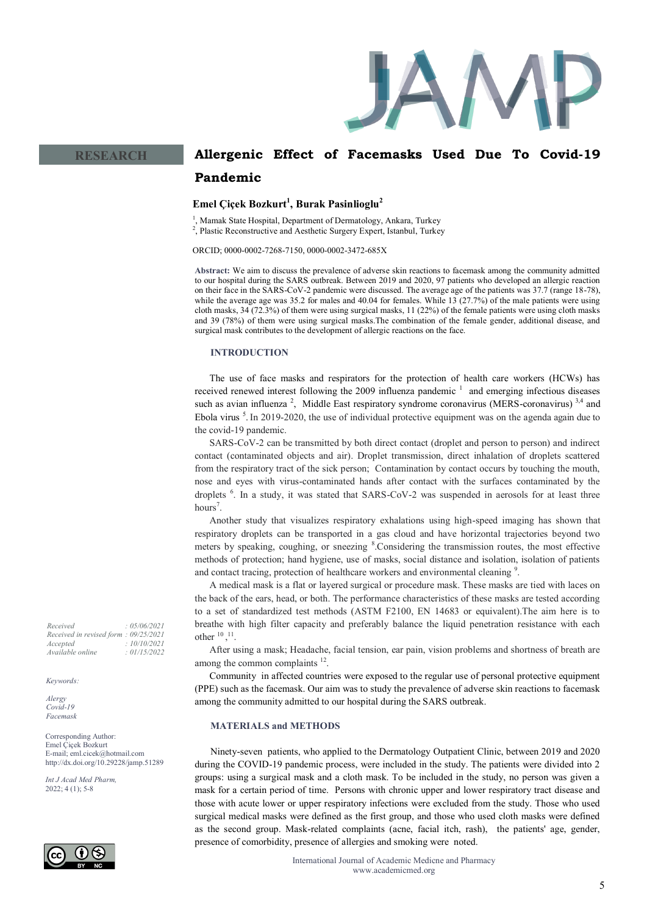RESEARCH

# Allergenic Effect of Facemasks Used Due To Covid-19 Pandemic

**Emel Çiçek Bozkurt[1], Burak Pasinlioglu[2]**

[1], Mamak State Hospital, Department of Dermatology, Ankara, Turkey
[2], Plastic Reconstructive and Aesthetic Surgery Expert, Istanbul, Turkey

ORCID; 0000-0002-7268-7150, 0000-0002-3472-685X

**Abstract:** We aim to discuss the prevalence of adverse skin reactions to facemask among the community admitted to our hospital during the SARS outbreak. Between 2019 and 2020, 97 patients who developed an allergic reaction on their face in the SARS-CoV-2 pandemic were discussed. The average age of the patients was 37.7 (range 18-78), while the average age was 35.2 for males and 40.04 for females. While 13 (27.7%) of the male patients were using cloth masks, 34 (72.3%) of them were using surgical masks, 11 (22%) of the female patients were using cloth masks and 39 (78%) of them were using surgical masks.The combination of the female gender, additional disease, and surgical mask contributes to the development of allergic reactions on the face.

*Received : 05/06/2021*
*Received in revised form : 09/25/2021*
*Accepted : 10/10/2021*
*Available online : 01/15/2022*

*Keywords:*

*Alergy*
*Covid-19*
*Facemask*

Corresponding Author:
Emel Çiçek Bozkurt
E-mail; eml.cicek@hotmail.com
http://dx.doi.org/10.29228/jamp.51289

*Int J Acad Med Pharm,*
2022; 4 (1); 5-8

## INTRODUCTION

The use of face masks and respirators for the protection of health care workers (HCWs) has received renewed interest following the 2009 influenza pandemic [1] and emerging infectious diseases such as avian influenza [2], Middle East respiratory syndrome coronavirus (MERS-coronavirus) [3,4] and Ebola virus [5]. In 2019-2020, the use of individual protective equipment was on the agenda again due to the covid-19 pandemic.

SARS-CoV-2 can be transmitted by both direct contact (droplet and person to person) and indirect contact (contaminated objects and air). Droplet transmission, direct inhalation of droplets scattered from the respiratory tract of the sick person; Contamination by contact occurs by touching the mouth, nose and eyes with virus-contaminated hands after contact with the surfaces contaminated by the droplets [6]. In a study, it was stated that SARS-CoV-2 was suspended in aerosols for at least three hours[7].

Another study that visualizes respiratory exhalations using high-speed imaging has shown that respiratory droplets can be transported in a gas cloud and have horizontal trajectories beyond two meters by speaking, coughing, or sneezing [8].Considering the transmission routes, the most effective methods of protection; hand hygiene, use of masks, social distance and isolation, isolation of patients and contact tracing, protection of healthcare workers and environmental cleaning [9].

A medical mask is a flat or layered surgical or procedure mask. These masks are tied with laces on the back of the ears, head, or both. The performance characteristics of these masks are tested according to a set of standardized test methods (ASTM F2100, EN 14683 or equivalent).The aim here is to breathe with high filter capacity and preferably balance the liquid penetration resistance with each other [10],[11].

After using a mask; Headache, facial tension, ear pain, vision problems and shortness of breath are among the common complaints [12].

Community in affected countries were exposed to the regular use of personal protective equipment (PPE) such as the facemask. Our aim was to study the prevalence of adverse skin reactions to facemask among the community admitted to our hospital during the SARS outbreak.

## MATERIALS and METHODS

Ninety-seven patients, who applied to the Dermatology Outpatient Clinic, between 2019 and 2020 during the COVID-19 pandemic process, were included in the study. The patients were divided into 2 groups: using a surgical mask and a cloth mask. To be included in the study, no person was given a mask for a certain period of time. Persons with chronic upper and lower respiratory tract disease and those with acute lower or upper respiratory infections were excluded from the study. Those who used surgical medical masks were defined as the first group, and those who used cloth masks were defined as the second group. Mask-related complaints (acne, facial itch, rash), the patients' age, gender, presence of comorbidity, presence of allergies and smoking were noted.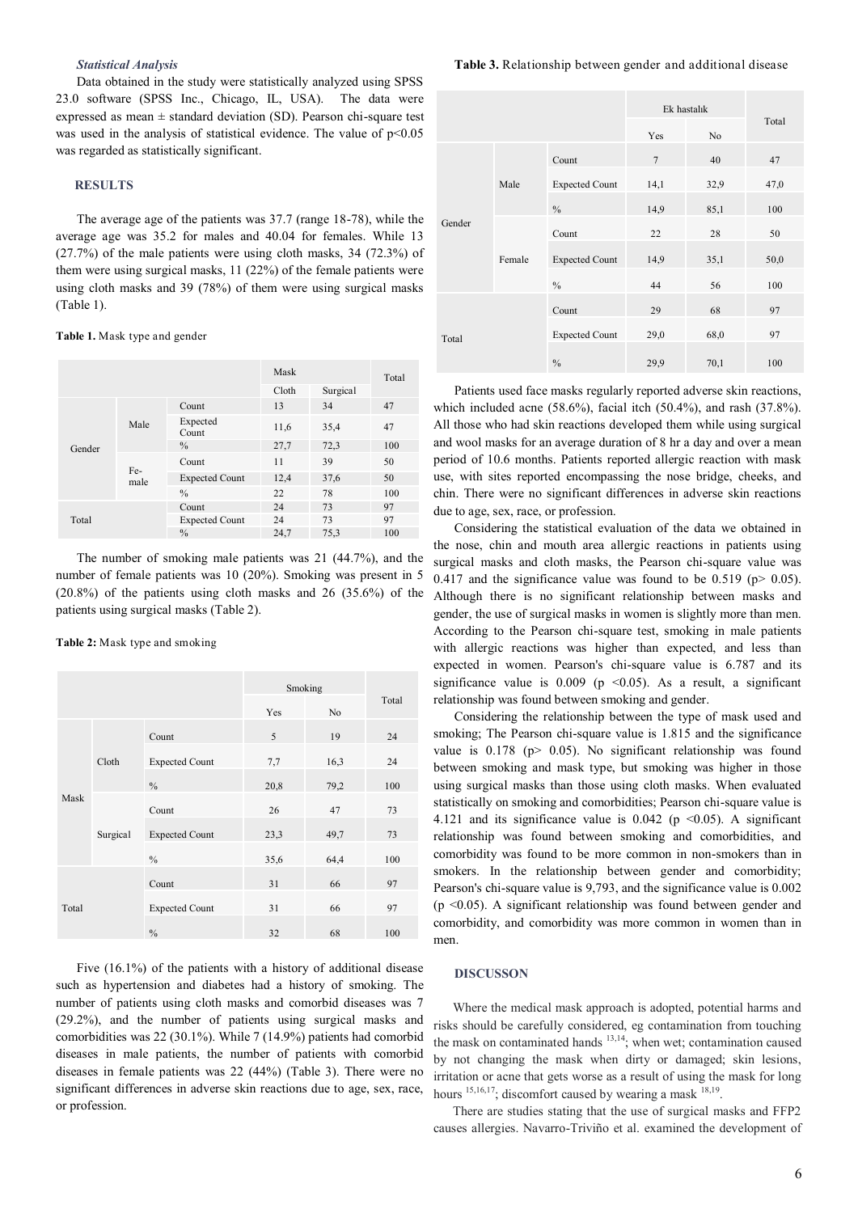### *Statistical Analysis*

Data obtained in the study were statistically analyzed using SPSS 23.0 software (SPSS Inc., Chicago, IL, USA). The data were expressed as mean ± standard deviation (SD). Pearson chi-square test was used in the analysis of statistical evidence. The value of $p<0.05$ was regarded as statistically significant.

## RESULTS

The average age of the patients was 37.7 (range 18-78), while the average age was 35.2 for males and 40.04 for females. While 13 (27.7%) of the male patients were using cloth masks, 34 (72.3%) of them were using surgical masks, 11 (22%) of the female patients were using cloth masks and 39 (78%) of them were using surgical masks (Table 1).

**Table 1.** Mask type and gender

| | | | Mask | | Total |
|---|---|---|---|---|---|
| | | | Cloth | Surgical | |
| Gender | Male | Count | 13 | 34 | 47 |
| | | Expected Count | 11,6 | 35,4 | 47 |
| | | % | 27,7 | 72,3 | 100 |
| | Female | Count | 11 | 39 | 50 |
| | | Expected Count | 12,4 | 37,6 | 50 |
| | | % | 22 | 78 | 100 |
| Total | | Count | 24 | 73 | 97 |
| | | Expected Count | 24 | 73 | 97 |
| | | % | 24,7 | 75,3 | 100 |

The number of smoking male patients was 21 (44.7%), and the number of female patients was 10 (20%). Smoking was present in 5 (20.8%) of the patients using cloth masks and 26 (35.6%) of the patients using surgical masks (Table 2).

**Table 2:** Mask type and smoking

| | | | Smoking | | Total |
|---|---|---|---|---|---|
| | | | Yes | No | |
| Mask | Cloth | Count | 5 | 19 | 24 |
| | | Expected Count | 7,7 | 16,3 | 24 |
| | | % | 20,8 | 79,2 | 100 |
| | Surgical | Count | 26 | 47 | 73 |
| | | Expected Count | 23,3 | 49,7 | 73 |
| | | % | 35,6 | 64,4 | 100 |
| Total | | Count | 31 | 66 | 97 |
| | | Expected Count | 31 | 66 | 97 |
| | | % | 32 | 68 | 100 |

Five (16.1%) of the patients with a history of additional disease such as hypertension and diabetes had a history of smoking. The number of patients using cloth masks and comorbid diseases was 7 (29.2%), and the number of patients using surgical masks and comorbidities was 22 (30.1%). While 7 (14.9%) patients had comorbid diseases in male patients, the number of patients with comorbid diseases in female patients was 22 (44%) (Table 3). There were no significant differences in adverse skin reactions due to age, sex, race, or profession.

**Table 3.** Relationship between gender and additional disease

| | | | Ek hastalık | | Total |
|---|---|---|---|---|---|
| | | | Yes | No | |
| Gender | Male | Count | 7 | 40 | 47 |
| | | Expected Count | 14,1 | 32,9 | 47,0 |
| | | % | 14,9 | 85,1 | 100 |
| | Female | Count | 22 | 28 | 50 |
| | | Expected Count | 14,9 | 35,1 | 50,0 |
| | | % | 44 | 56 | 100 |
| Total | | Count | 29 | 68 | 97 |
| | | Expected Count | 29,0 | 68,0 | 97 |
| | | % | 29,9 | 70,1 | 100 |

Patients used face masks regularly reported adverse skin reactions, which included acne (58.6%), facial itch (50.4%), and rash (37.8%). All those who had skin reactions developed them while using surgical and wool masks for an average duration of 8 hr a day and over a mean period of 10.6 months. Patients reported allergic reaction with mask use, with sites reported encompassing the nose bridge, cheeks, and chin. There were no significant differences in adverse skin reactions due to age, sex, race, or profession.

Considering the statistical evaluation of the data we obtained in the nose, chin and mouth area allergic reactions in patients using surgical masks and cloth masks, the Pearson chi-square value was 0.417 and the significance value was found to be 0.519 ($p> 0.05$). Although there is no significant relationship between masks and gender, the use of surgical masks in women is slightly more than men. According to the Pearson chi-square test, smoking in male patients with allergic reactions was higher than expected, and less than expected in women. Pearson's chi-square value is 6.787 and its significance value is 0.009 ($p <0.05$). As a result, a significant relationship was found between smoking and gender.

Considering the relationship between the type of mask used and smoking; The Pearson chi-square value is 1.815 and the significance value is 0.178 ($p> 0.05$). No significant relationship was found between smoking and mask type, but smoking was higher in those using surgical masks than those using cloth masks. When evaluated statistically on smoking and comorbidities; Pearson chi-square value is 4.121 and its significance value is 0.042 ($p <0.05$). A significant relationship was found between smoking and comorbidities, and comorbidity was found to be more common in non-smokers than in smokers. In the relationship between gender and comorbidity; Pearson's chi-square value is 9,793, and the significance value is 0.002 ($p <0.05$). A significant relationship was found between gender and comorbidity, and comorbidity was more common in women than in men.

## DISCUSSON

Where the medical mask approach is adopted, potential harms and risks should be carefully considered, eg contamination from touching the mask on contaminated hands [13,14]; when wet; contamination caused by not changing the mask when dirty or damaged; skin lesions, irritation or acne that gets worse as a result of using the mask for long hours [15,16,17]; discomfort caused by wearing a mask [18,19].

There are studies stating that the use of surgical masks and FFP2 causes allergies. Navarro-Triviño et al. examined the development of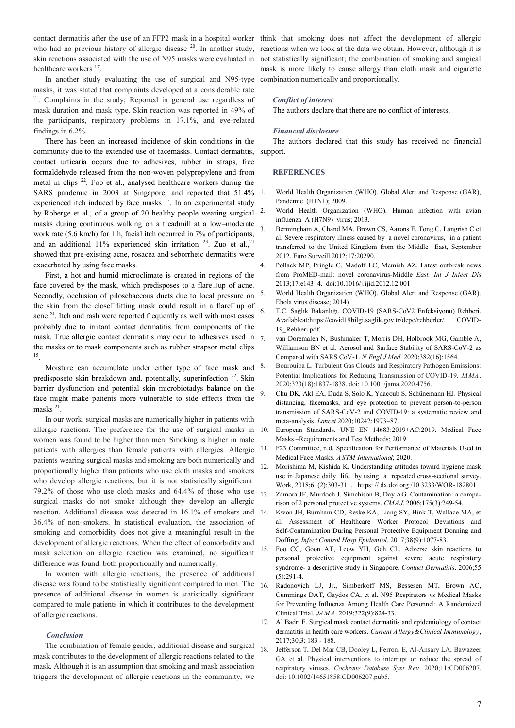contact dermatitis after the use of an FFP2 mask in a hospital worker who had no previous history of allergic disease [20]. In another study, skin reactions associated with the use of N95 masks were evaluated in healthcare workers [17].

In another study evaluating the use of surgical and N95-type masks, it was stated that complaints developed at a considerable rate [21]. Complaints in the study; Reported in general use regardless of mask duration and mask type. Skin reaction was reported in 49% of the participants, respiratory problems in 17.1%, and eye-related findings in 6.2%.

There has been an increased incidence of skin conditions in the community due to the extended use of facemasks. Contact dermatitis, contact urticaria occurs due to adhesives, rubber in straps, free formaldehyde released from the non-woven polypropylene and from metal in clips [22]. Foo et al., analysed healthcare workers during the SARS pandemic in 2003 at Singapore, and reported that 51.4% experienced itch induced by face masks [15]. In an experimental study by Roberge et al., of a group of 20 healthy people wearing surgical masks during continuous walking on a treadmill at a low–moderate work rate (5.6 km/h) for 1 h, facial itch occurred in 7% of participants, and an additional 11% experienced skin irritation [23]. Zuo et al.,[21] showed that pre-existing acne, rosacea and seborrheic dermatitis were exacerbated by using face masks.

First, a hot and humid microclimate is created in regions of the face covered by the mask, which predisposes to a flare□up of acne. Secondly, occlusion of pilosebaceous ducts due to local pressure on the skin from the close□fitting mask could result in a flare□up of acne [24]. Itch and rash were reported frequently as well with most cases probably due to irritant contact dermatitis from components of the mask. True allergic contact dermatitis may ocur to adhesives used in the masks or to mask components such as rubber strapsor metal clips [15].

Moisture can accumulate under either type of face mask and predisposeto skin breakdown and, potentially, superinfection [22]. Skin barrier dysfunction and potential skin microbiotadys balance on the face might make patients more vulnerable to side effects from the masks [21].

In our work; surgical masks are numerically higher in patients with allergic reactions. The preference for the use of surgical masks in women was found to be higher than men. Smoking is higher in male patients with allergies than female patients with allergies. Allergic patients wearing surgical masks and smoking are both numerically and proportionally higher than patients who use cloth masks and smokers who develop allergic reactions, but it is not statistically significant. 79.2% of those who use cloth masks and 64.4% of those who use surgical masks do not smoke although they develop an allergic reaction. Additional disease was detected in 16.1% of smokers and 36.4% of non-smokers. In statistical evaluation, the association of smoking and comorbidity does not give a meaningful result in the development of allergic reactions. When the effect of comorbidity and mask selection on allergic reaction was examined, no significant difference was found, both proportionally and numerically.

In women with allergic reactions, the presence of additional disease was found to be statistically significant compared to men. The presence of additional disease in women is statistically significant compared to male patients in which it contributes to the development of allergic reactions.

### *Conclusion*

The combination of female gender, additional disease and surgical mask contributes to the development of allergic reactions related to the mask. Although it is an assumption that smoking and mask association triggers the development of allergic reactions in the community, we think that smoking does not affect the development of allergic reactions when we look at the data we obtain. However, although it is not statistically significant; the combination of smoking and surgical mask is more likely to cause allergy than cloth mask and cigarette combination numerically and proportionally.

### *Conflict of interest*

The authors declare that there are no conflict of interests.

### *Financıal disclosure*

The authors declared that this study has received no financial support.

## REFERENCES

1. World Health Organization (WHO). Global Alert and Response (GAR), Pandemic (H1N1); 2009.
2. World Health Organization (WHO). Human infection with avian influenza A (H7N9) virus; 2013.
3. Bermingham A, Chand MA, Brown CS, Aarons E, Tong C, Langrish C et al. Severe respiratory illness caused by a novel coronavirus, in a patient transferred to the United Kingdom from the Middle East, September 2012. Euro Surveill 2012;17:20290.
4. Pollack MP, Pringle C, Madoff LC, Memish AZ. Latest outbreak news from ProMED-mail: novel coronavirus-Middle *East. Int J Infect Dis* 2013;17:e143–4. doi:10.1016/j.ijid.2012.12.001
5. World Health Organization (WHO). Global Alert and Response (GAR). Ebola virus disease; 2014)
6. T.C. Sağlık Bakanlığı. COVID-19 (SARS-CoV2 Enfeksiyonu) Rehberi. Availableat:https://covid19bilgi.saglik.gov.tr/depo/rehberler/ COVID-19_Rehberi.pdf.
7. van Doremalen N, Bushmaker T, Morris DH, Holbrook MG, Gamble A, Williamson BN et al. Aerosol and Surface Stability of SARS-CoV-2 as Compared with SARS CoV-1. *N Engl J Med*. 2020;382(16):1564.
8. Bourouiba L. Turbulent Gas Clouds and Respiratory Pathogen Emissions: Potential Implications for Reducing Transmission of COVID-19. *JAMA*. 2020;323(18):1837-1838. doi: 10.1001/jama.2020.4756.
9. Chu DK, Akl EA, Duda S, Solo K, Yaacoub S, Schünemann HJ. Physical distancing, facemasks, and eye protection to prevent person-to-person transmission of SARS-CoV-2 and COVID-19: a systematic review and meta-analysis. *Lancet* 2020;10242:1973–87.
10. European Standards. UNE EN 14683:2019+AC:2019. Medical Face Masks –Requirements and Test Methods; 2019
11. F23 Committee, n.d. Specification for Performance of Materials Used in Medical Face Masks. *ASTM International*; 2020.
12. Morishima M, Kishida K. Understanding attitudes toward hygiene mask use in Japanese daily life by using a repeated cross-sectional survey. Work, 2018;61(2):303-311. https: // dx.doi.org /10.3233/WOR-182801
13. Zamora JE, Murdoch J, Simchison B, Day AG. Contamination: a comparison of 2 personal protective systems. *CMAJ*. 2006;175(3):249-54.
14. Kwon JH, Burnham CD, Reske KA, Liang SY, Hink T, Wallace MA, et al. Assessment of Healthcare Worker Protocol Deviations and Self-Contamination During Personal Protective Equipment Donning and Doffing. *Infect Control Hosp Epidemiol*. 2017;38(9):1077-83.
15. Foo CC, Goon AT, Leow YH, Goh CL. Adverse skin reactions to personal protective equipment against severe acute respiratory syndrome- a descriptive study in Singapore. *Contact Dermatitis*. 2006;55 (5):291-4.
16. Radonovich LJ, Jr., Simberkoff MS, Bessesen MT, Brown AC, Cummings DAT, Gaydos CA, et al. N95 Respirators vs Medical Masks for Preventing Influenza Among Health Care Personnel: A Randomized Clinical Trial. *JAMA*. 2019;322(9):824-33.
17. Al Badri F. Surgical mask contact dermatitis and epidemiology of contact dermatitis in health care workers. *Current Allergy&Clinical Immunology*, 2017;30,3: 183 - 188.
18. Jefferson T, Del Mar CB, Dooley L, Ferroni E, Al-Ansary LA, Bawazeer GA et al. Physical interventions to interrupt or reduce the spread of respiratory viruses. *Cochrane Database Syst Rev*. 2020;11:CD006207. doi: 10.1002/14651858.CD006207.pub5.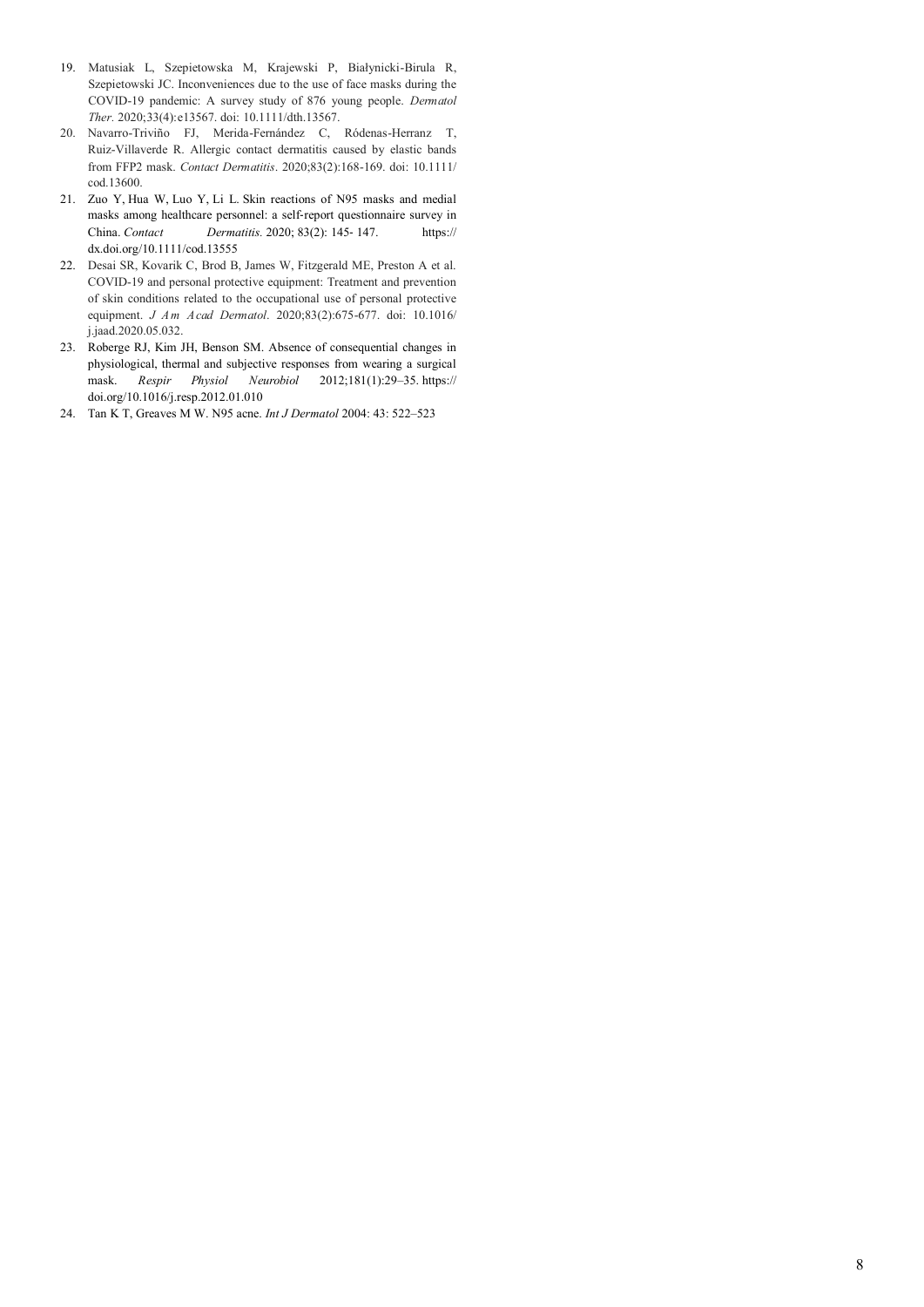19. Matusiak L, Szepietowska M, Krajewski P, Białynicki-Birula R, Szepietowski JC. Inconveniences due to the use of face masks during the COVID-19 pandemic: A survey study of 876 young people. *Dermatol Ther*. 2020;33(4):e13567. doi: 10.1111/dth.13567.
20. Navarro-Triviño FJ, Merida-Fernández C, Ródenas-Herranz T, Ruiz-Villaverde R. Allergic contact dermatitis caused by elastic bands from FFP2 mask. *Contact Dermatitis*. 2020;83(2):168-169. doi: 10.1111/cod.13600.
21. Zuo Y, Hua W, Luo Y, Li L. Skin reactions of N95 masks and medial masks among healthcare personnel: a self-report questionnaire survey in China. *Contact Dermatitis*. 2020; 83(2): 145- 147. https://dx.doi.org/10.1111/cod.13555
22. Desai SR, Kovarik C, Brod B, James W, Fitzgerald ME, Preston A et al. COVID-19 and personal protective equipment: Treatment and prevention of skin conditions related to the occupational use of personal protective equipment. *J Am Acad Dermatol*. 2020;83(2):675-677. doi: 10.1016/j.jaad.2020.05.032.
23. Roberge RJ, Kim JH, Benson SM. Absence of consequential changes in physiological, thermal and subjective responses from wearing a surgical mask. *Respir Physiol Neurobiol* 2012;181(1):29–35. https://doi.org/10.1016/j.resp.2012.01.010
24. Tan K T, Greaves M W. N95 acne. *Int J Dermatol* 2004: 43: 522–523